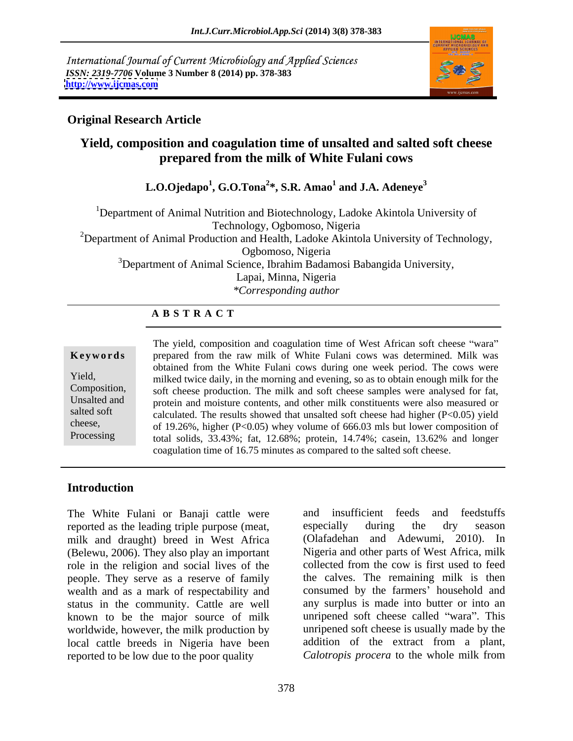International Journal of Current Microbiology and Applied Sciences
*ISSN: 2319-7706* **Volume 3 Number 8 (2014) pp. 378-383**
**http://www.ijcmas.com**

**Original Research Article**

# Yield, composition and coagulation time of unsalted and salted soft cheese prepared from the milk of White Fulani cows

**L.O.Ojedapo[1], G.O.Tona[2]*, S.R. Amao[1] and J.A. Adeneye[3]**

[1]Department of Animal Nutrition and Biotechnology, Ladoke Akintola University of Technology, Ogbomoso, Nigeria
[2]Department of Animal Production and Health, Ladoke Akintola University of Technology, Ogbomoso, Nigeria
[3]Department of Animal Science, Ibrahim Badamosi Babangida University, Lapai, Minna, Nigeria
*\*Corresponding author*

**A B S T R A C T**

**Keywords**

Yield, Composition, Unsalted and salted soft cheese, Processing

The yield, composition and coagulation time of West African soft cheese "wara" prepared from the raw milk of White Fulani cows was determined. Milk was obtained from the White Fulani cows during one week period. The cows were milked twice daily, in the morning and evening, so as to obtain enough milk for the soft cheese production. The milk and soft cheese samples were analysed for fat, protein and moisture contents, and other milk constituents were also measured or calculated. The results showed that unsalted soft cheese had higher ($P<0.05$) yield of 19.26%, higher ($P<0.05$) whey volume of 666.03 mls but lower composition of total solids, 33.43%; fat, 12.68%; protein, 14.74%; casein, 13.62% and longer coagulation time of 16.75 minutes as compared to the salted soft cheese.

## Introduction

The White Fulani or Banaji cattle were reported as the leading triple purpose (meat, milk and draught) breed in West Africa (Belewu, 2006). They also play an important role in the religion and social lives of the people. They serve as a reserve of family wealth and as a mark of respectability and status in the community. Cattle are well known to be the major source of milk worldwide, however, the milk production by local cattle breeds in Nigeria have been reported to be low due to the poor quality and insufficient feeds and feedstuffs especially during the dry season (Olafadehan and Adewumi, 2010). In Nigeria and other parts of West Africa, milk collected from the cow is first used to feed the calves. The remaining milk is then consumed by the farmers' household and any surplus is made into butter or into an unripened soft cheese called "wara". This unripened soft cheese is usually made by the addition of the extract from a plant, *Calotropis procera* to the whole milk from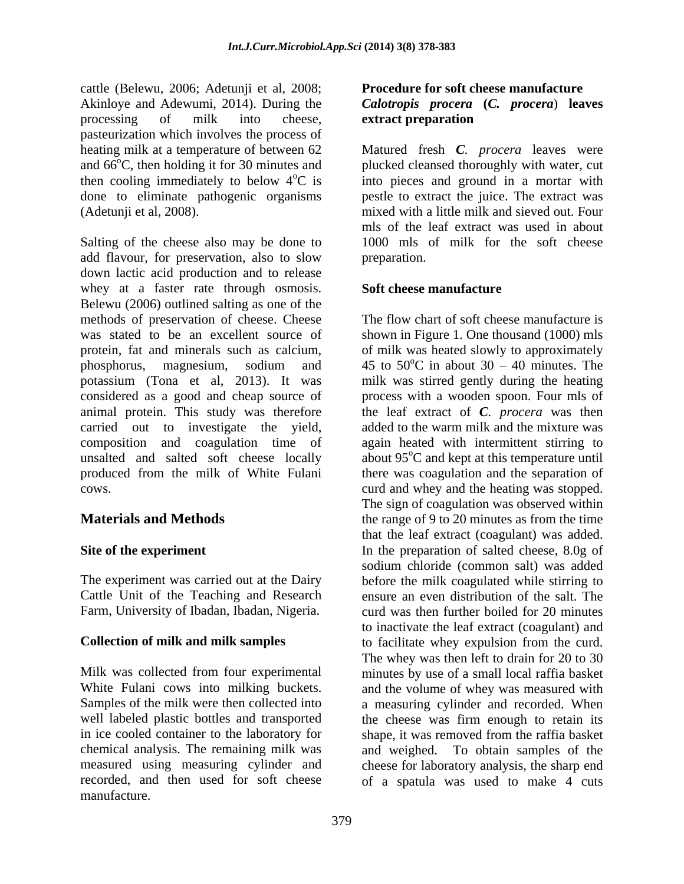cattle (Belewu, 2006; Adetunji et al, 2008; Akinloye and Adewumi, 2014). During the processing of milk into cheese, pasteurization which involves the process of heating milk at a temperature of between 62 and 66$^{o}$C, then holding it for 30 minutes and then cooling immediately to below 4$^{o}$C is done to eliminate pathogenic organisms (Adetunji et al, 2008).

Salting of the cheese also may be done to add flavour, for preservation, also to slow down lactic acid production and to release whey at a faster rate through osmosis. Belewu (2006) outlined salting as one of the methods of preservation of cheese. Cheese was stated to be an excellent source of protein, fat and minerals such as calcium, phosphorus, magnesium, sodium and potassium (Tona et al, 2013). It was considered as a good and cheap source of animal protein. This study was therefore carried out to investigate the yield, composition and coagulation time of unsalted and salted soft cheese locally produced from the milk of White Fulani cows.

## Materials and Methods

### Site of the experiment

The experiment was carried out at the Dairy Cattle Unit of the Teaching and Research Farm, University of Ibadan, Ibadan, Nigeria.

### Collection of milk and milk samples

Milk was collected from four experimental White Fulani cows into milking buckets. Samples of the milk were then collected into well labeled plastic bottles and transported in ice cooled container to the laboratory for chemical analysis. The remaining milk was measured using measuring cylinder and recorded, and then used for soft cheese manufacture.

### Procedure for soft cheese manufacture

### *Calotropis procera* (*C. procera*) leaves extract preparation

Matured fresh *C. procera* leaves were plucked cleansed thoroughly with water, cut into pieces and ground in a mortar with pestle to extract the juice. The extract was mixed with a little milk and sieved out. Four mls of the leaf extract was used in about 1000 mls of milk for the soft cheese preparation.

### Soft cheese manufacture

The flow chart of soft cheese manufacture is shown in Figure 1. One thousand (1000) mls of milk was heated slowly to approximately 45 to 50$^{o}$C in about 30 – 40 minutes. The milk was stirred gently during the heating process with a wooden spoon. Four mls of the leaf extract of *C. procera* was then added to the warm milk and the mixture was again heated with intermittent stirring to about 95$^{o}$C and kept at this temperature until there was coagulation and the separation of curd and whey and the heating was stopped. The sign of coagulation was observed within the range of 9 to 20 minutes as from the time that the leaf extract (coagulant) was added. In the preparation of salted cheese, 8.0g of sodium chloride (common salt) was added before the milk coagulated while stirring to ensure an even distribution of the salt. The curd was then further boiled for 20 minutes to inactivate the leaf extract (coagulant) and to facilitate whey expulsion from the curd. The whey was then left to drain for 20 to 30 minutes by use of a small local raffia basket and the volume of whey was measured with a measuring cylinder and recorded. When the cheese was firm enough to retain its shape, it was removed from the raffia basket and weighed. To obtain samples of the cheese for laboratory analysis, the sharp end of a spatula was used to make 4 cuts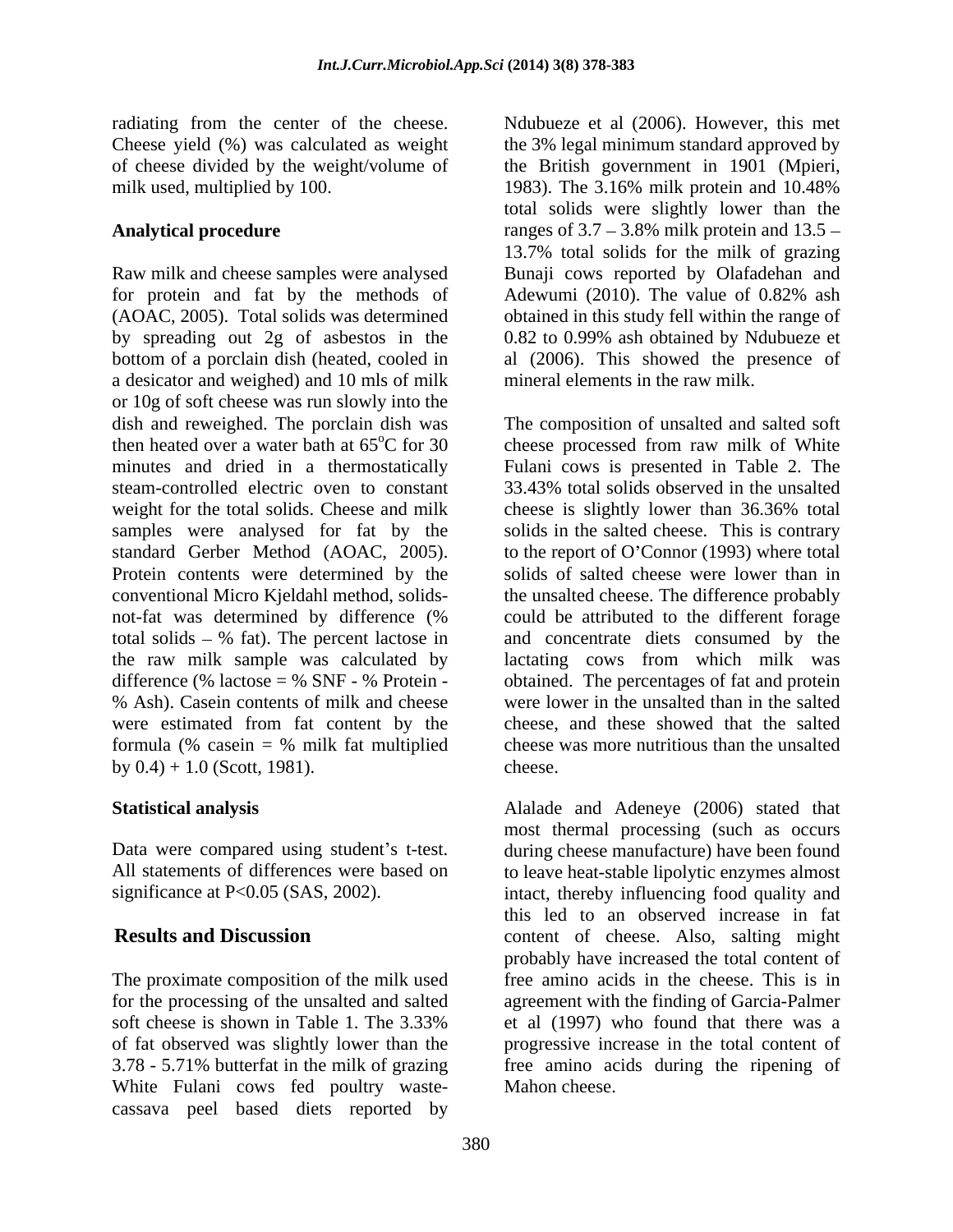radiating from the center of the cheese. Cheese yield (%) was calculated as weight of cheese divided by the weight/volume of milk used, multiplied by 100.

**Analytical procedure**

Raw milk and cheese samples were analysed for protein and fat by the methods of (AOAC, 2005). Total solids was determined by spreading out 2g of asbestos in the bottom of a porclain dish (heated, cooled in a desicator and weighed) and 10 mls of milk or 10g of soft cheese was run slowly into the dish and reweighed. The porclain dish was then heated over a water bath at 65°C for 30 minutes and dried in a thermostatically steam-controlled electric oven to constant weight for the total solids. Cheese and milk samples were analysed for fat by the standard Gerber Method (AOAC, 2005). Protein contents were determined by the conventional Micro Kjeldahl method, solids-not-fat was determined by difference (% total solids – % fat). The percent lactose in the raw milk sample was calculated by difference (% lactose = % SNF - % Protein - % Ash). Casein contents of milk and cheese were estimated from fat content by the formula (% casein = % milk fat multiplied by 0.4) + 1.0 (Scott, 1981).

**Statistical analysis**

Data were compared using student's t-test. All statements of differences were based on significance at $P<0.05$ (SAS, 2002).

## Results and Discussion

The proximate composition of the milk used for the processing of the unsalted and salted soft cheese is shown in Table 1. The 3.33% of fat observed was slightly lower than the 3.78 - 5.71% butterfat in the milk of grazing White Fulani cows fed poultry waste-cassava peel based diets reported by Ndubueze et al (2006). However, this met the 3% legal minimum standard approved by the British government in 1901 (Mpieri, 1983). The 3.16% milk protein and 10.48% total solids were slightly lower than the ranges of 3.7 – 3.8% milk protein and 13.5 – 13.7% total solids for the milk of grazing Bunaji cows reported by Olafadehan and Adewumi (2010). The value of 0.82% ash obtained in this study fell within the range of 0.82 to 0.99% ash obtained by Ndubueze et al (2006). This showed the presence of mineral elements in the raw milk.

The composition of unsalted and salted soft cheese processed from raw milk of White Fulani cows is presented in Table 2. The 33.43% total solids observed in the unsalted cheese is slightly lower than 36.36% total solids in the salted cheese. This is contrary to the report of O'Connor (1993) where total solids of salted cheese were lower than in the unsalted cheese. The difference probably could be attributed to the different forage and concentrate diets consumed by the lactating cows from which milk was obtained. The percentages of fat and protein were lower in the unsalted than in the salted cheese, and these showed that the salted cheese was more nutritious than the unsalted cheese.

Alalade and Adeneye (2006) stated that most thermal processing (such as occurs during cheese manufacture) have been found to leave heat-stable lipolytic enzymes almost intact, thereby influencing food quality and this led to an observed increase in fat content of cheese. Also, salting might probably have increased the total content of free amino acids in the cheese. This is in agreement with the finding of Garcia-Palmer et al (1997) who found that there was a progressive increase in the total content of free amino acids during the ripening of Mahon cheese.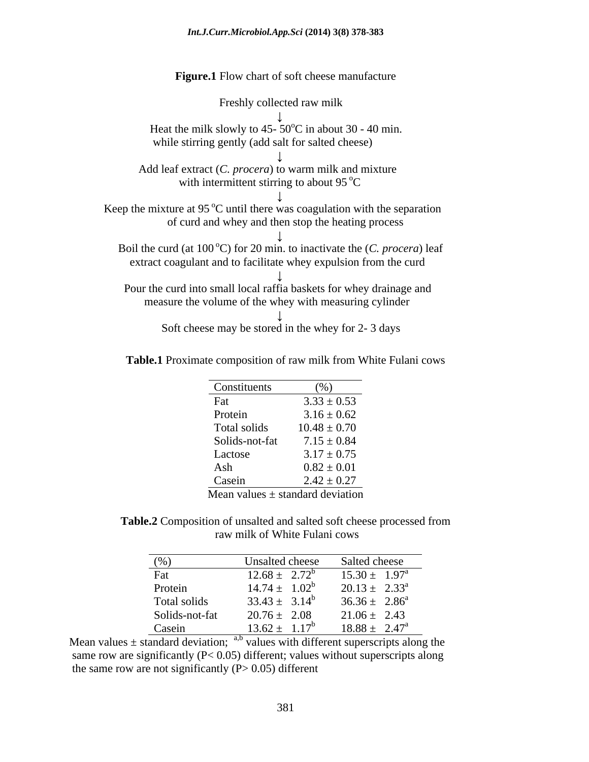**Figure.1** Flow chart of soft cheese manufacture

Freshly collected raw milk

↓

Heat the milk slowly to 45- 50°C in about 30 - 40 min. while stirring gently (add salt for salted cheese)

↓

Add leaf extract (*C. procera*) to warm milk and mixture with intermittent stirring to about 95 °C

↓

Keep the mixture at 95 °C until there was coagulation with the separation of curd and whey and then stop the heating process

↓

Boil the curd (at 100 °C) for 20 min. to inactivate the (*C. procera*) leaf extract coagulant and to facilitate whey expulsion from the curd

↓

Pour the curd into small local raffia baskets for whey drainage and measure the volume of the whey with measuring cylinder

↓

Soft cheese may be stored in the whey for 2- 3 days

**Table.1** Proximate composition of raw milk from White Fulani cows

| Constituents | (%) |
|---|---|
| Fat | 3.33 ± 0.53 |
| Protein | 3.16 ± 0.62 |
| Total solids | 10.48 ± 0.70 |
| Solids-not-fat | 7.15 ± 0.84 |
| Lactose | 3.17 ± 0.75 |
| Ash | 0.82 ± 0.01 |
| Casein | 2.42 ± 0.27 |

Mean values ± standard deviation

**Table.2** Composition of unsalted and salted soft cheese processed from raw milk of White Fulani cows

| (%) | Unsalted cheese | Salted cheese |
|---|---|---|
| Fat | 12.68 ± 2.72[b] | 15.30 ± 1.97[a] |
| Protein | 14.74 ± 1.02[b] | 20.13 ± 2.33[a] |
| Total solids | 33.43 ± 3.14[b] | 36.36 ± 2.86[a] |
| Solids-not-fat | 20.76 ± 2.08 | 21.06 ± 2.43 |
| Casein | 13.62 ± 1.17[b] | 18.88 ± 2.47[a] |

Mean values ± standard deviation; [a,b] values with different superscripts along the same row are significantly ($P < 0.05$) different; values without superscripts along the same row are not significantly ($P > 0.05$) different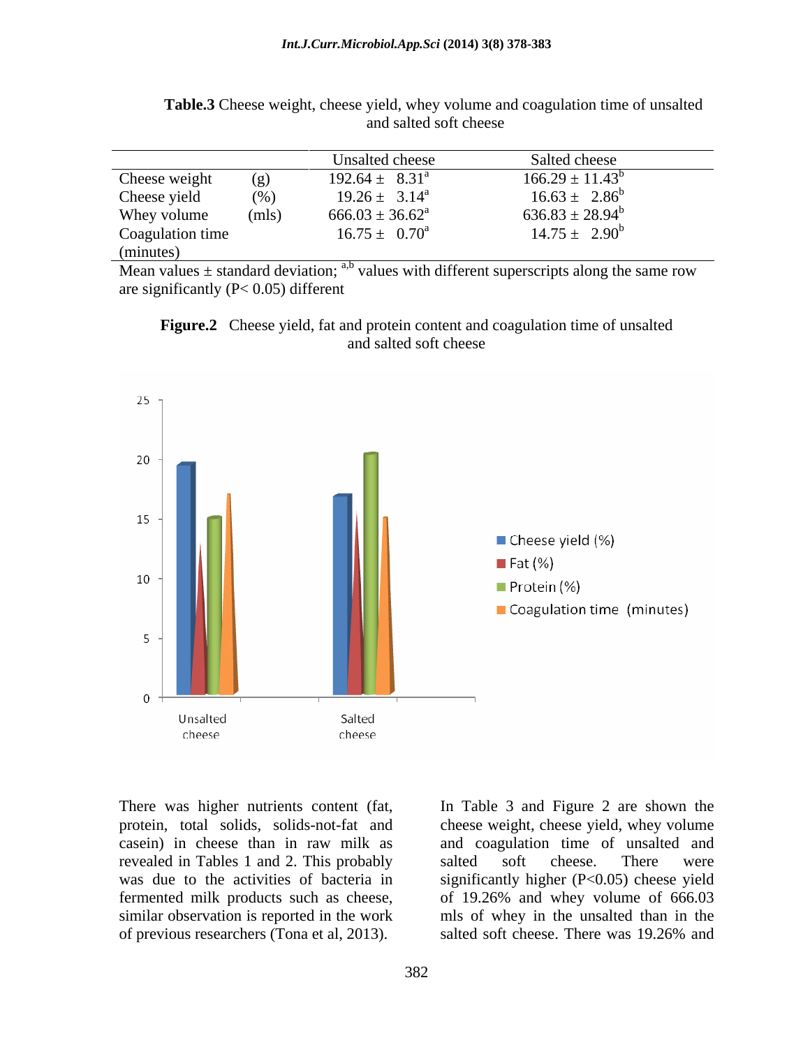**Table.3** Cheese weight, cheese yield, whey volume and coagulation time of unsalted and salted soft cheese

| | Unsalted cheese | Salted cheese |
|---|---|---|
| Cheese weight (g) | $192.64 \pm 8.31^a$ | $166.29 \pm 11.43^b$ |
| Cheese yield (%) | $19.26 \pm 3.14^a$ | $16.63 \pm 2.86^b$ |
| Whey volume (mls) | $666.03 \pm 36.62^a$ | $636.83 \pm 28.94^b$ |
| Coagulation time (minutes) | $16.75 \pm 0.70^a$ | $14.75 \pm 2.90^b$ |

Mean values ± standard deviation; [a,b] values with different superscripts along the same row are significantly (P< 0.05) different

**Figure.2** Cheese yield, fat and protein content and coagulation time of unsalted and salted soft cheese

There was higher nutrients content (fat, protein, total solids, solids-not-fat and casein) in cheese than in raw milk as revealed in Tables 1 and 2. This probably was due to the activities of bacteria in fermented milk products such as cheese, similar observation is reported in the work of previous researchers (Tona et al, 2013).

In Table 3 and Figure 2 are shown the cheese weight, cheese yield, whey volume and coagulation time of unsalted and salted soft cheese. There were significantly higher (P<0.05) cheese yield of 19.26% and whey volume of 666.03 mls of whey in the unsalted than in the salted soft cheese. There was 19.26% and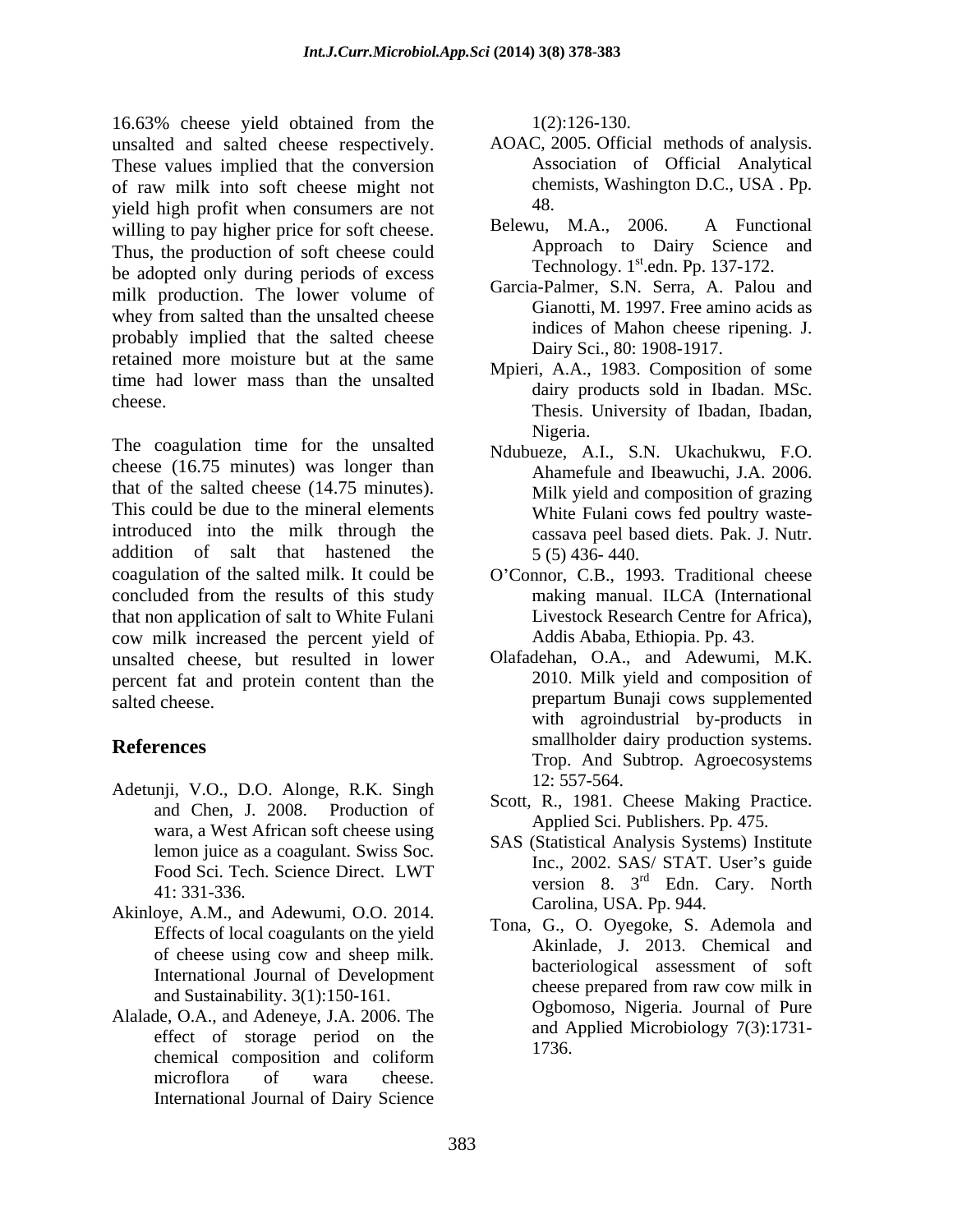16.63% cheese yield obtained from the unsalted and salted cheese respectively. These values implied that the conversion of raw milk into soft cheese might not yield high profit when consumers are not willing to pay higher price for soft cheese. Thus, the production of soft cheese could be adopted only during periods of excess milk production. The lower volume of whey from salted than the unsalted cheese probably implied that the salted cheese retained more moisture but at the same time had lower mass than the unsalted cheese.

The coagulation time for the unsalted cheese (16.75 minutes) was longer than that of the salted cheese (14.75 minutes). This could be due to the mineral elements introduced into the milk through the addition of salt that hastened the coagulation of the salted milk. It could be concluded from the results of this study that non application of salt to White Fulani cow milk increased the percent yield of unsalted cheese, but resulted in lower percent fat and protein content than the salted cheese.

## References

Adetunji, V.O., D.O. Alonge, R.K. Singh and Chen, J. 2008. Production of wara, a West African soft cheese using lemon juice as a coagulant. Swiss Soc. Food Sci. Tech. Science Direct. LWT 41: 331-336.

Akinloye, A.M., and Adewumi, O.O. 2014. Effects of local coagulants on the yield of cheese using cow and sheep milk. International Journal of Development and Sustainability. 3(1):150-161.

Alalade, O.A., and Adeneye, J.A. 2006. The effect of storage period on the chemical composition and coliform microflora of wara cheese. International Journal of Dairy Science 1(2):126-130.

AOAC, 2005. Official methods of analysis. Association of Official Analytical chemists, Washington D.C., USA . Pp. 48.

Belewu, M.A., 2006. A Functional Approach to Dairy Science and Technology. 1st.edn. Pp. 137-172.

Garcia-Palmer, S.N. Serra, A. Palou and Gianotti, M. 1997. Free amino acids as indices of Mahon cheese ripening. J. Dairy Sci., 80: 1908-1917.

Mpieri, A.A., 1983. Composition of some dairy products sold in Ibadan. MSc. Thesis. University of Ibadan, Ibadan, Nigeria.

Ndubueze, A.I., S.N. Ukachukwu, F.O. Ahamefule and Ibeawuchi, J.A. 2006. Milk yield and composition of grazing White Fulani cows fed poultry waste-cassava peel based diets. Pak. J. Nutr. 5 (5) 436- 440.

O'Connor, C.B., 1993. Traditional cheese making manual. ILCA (International Livestock Research Centre for Africa), Addis Ababa, Ethiopia. Pp. 43.

Olafadehan, O.A., and Adewumi, M.K. 2010. Milk yield and composition of prepartum Bunaji cows supplemented with agroindustrial by-products in smallholder dairy production systems. Trop. And Subtrop. Agroecosystems 12: 557-564.

Scott, R., 1981. Cheese Making Practice. Applied Sci. Publishers. Pp. 475.

SAS (Statistical Analysis Systems) Institute Inc., 2002. SAS/ STAT. User's guide version 8. 3rd Edn. Cary. North Carolina, USA. Pp. 944.

Tona, G., O. Oyegoke, S. Ademola and Akinlade, J. 2013. Chemical and bacteriological assessment of soft cheese prepared from raw cow milk in Ogbomoso, Nigeria. Journal of Pure and Applied Microbiology 7(3):1731-1736.